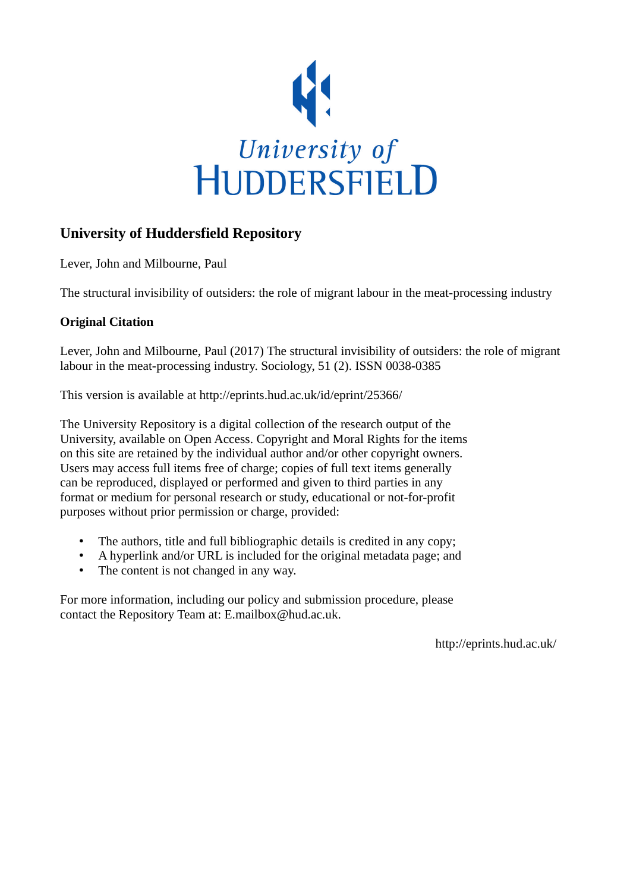University of
HUDDERSFIELD

## University of Huddersfield Repository

Lever, John and Milbourne, Paul

The structural invisibility of outsiders: the role of migrant labour in the meat-processing industry

### Original Citation

Lever, John and Milbourne, Paul (2017) The structural invisibility of outsiders: the role of migrant labour in the meat-processing industry. Sociology, 51 (2). ISSN 0038-0385

This version is available at http://eprints.hud.ac.uk/id/eprint/25366/

The University Repository is a digital collection of the research output of the University, available on Open Access. Copyright and Moral Rights for the items on this site are retained by the individual author and/or other copyright owners. Users may access full items free of charge; copies of full text items generally can be reproduced, displayed or performed and given to third parties in any format or medium for personal research or study, educational or not-for-profit purposes without prior permission or charge, provided:

- The authors, title and full bibliographic details is credited in any copy;
- A hyperlink and/or URL is included for the original metadata page; and
- The content is not changed in any way.

For more information, including our policy and submission procedure, please contact the Repository Team at: E.mailbox@hud.ac.uk.

http://eprints.hud.ac.uk/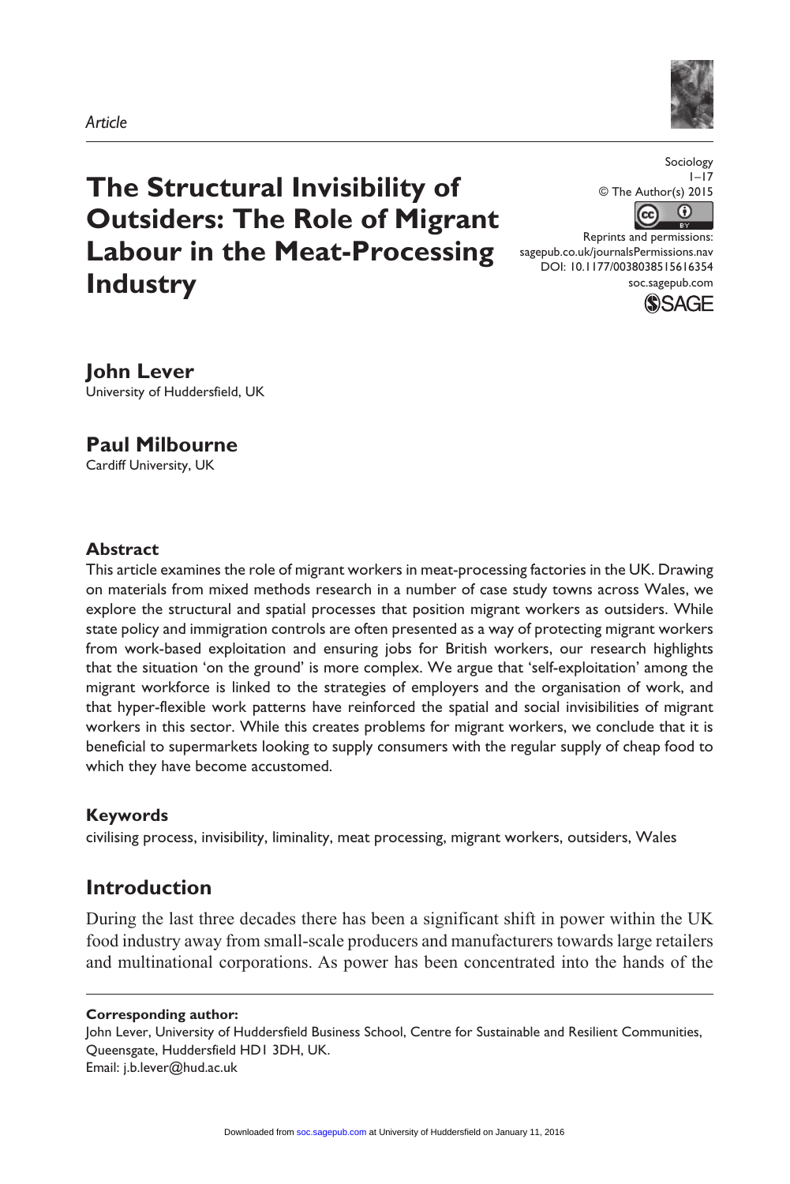Article

# The Structural Invisibility of Outsiders: The Role of Migrant Labour in the Meat-Processing Industry

Sociology
1–17
© The Author(s) 2015
Reprints and permissions:
sagepub.co.uk/journalsPermissions.nav
DOI: 10.1177/0038038515616354
soc.sagepub.com

**John Lever**
University of Huddersfield, UK

**Paul Milbourne**
Cardiff University, UK

### Abstract

This article examines the role of migrant workers in meat-processing factories in the UK. Drawing on materials from mixed methods research in a number of case study towns across Wales, we explore the structural and spatial processes that position migrant workers as outsiders. While state policy and immigration controls are often presented as a way of protecting migrant workers from work-based exploitation and ensuring jobs for British workers, our research highlights that the situation 'on the ground' is more complex. We argue that 'self-exploitation' among the migrant workforce is linked to the strategies of employers and the organisation of work, and that hyper-flexible work patterns have reinforced the spatial and social invisibilities of migrant workers in this sector. While this creates problems for migrant workers, we conclude that it is beneficial to supermarkets looking to supply consumers with the regular supply of cheap food to which they have become accustomed.

### Keywords

civilising process, invisibility, liminality, meat processing, migrant workers, outsiders, Wales

## Introduction

During the last three decades there has been a significant shift in power within the UK food industry away from small-scale producers and manufacturers towards large retailers and multinational corporations. As power has been concentrated into the hands of the

**Corresponding author:**
John Lever, University of Huddersfield Business School, Centre for Sustainable and Resilient Communities, Queensgate, Huddersfield HD1 3DH, UK.
Email: j.b.lever@hud.ac.uk

Downloaded from soc.sagepub.com at University of Huddersfield on January 11, 2016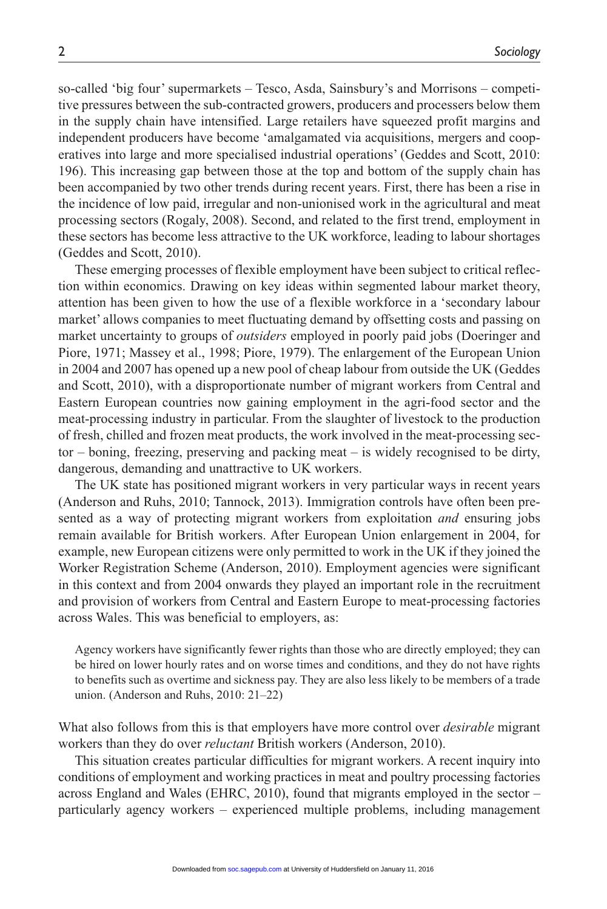so-called 'big four' supermarkets – Tesco, Asda, Sainsbury's and Morrisons – competitive pressures between the sub-contracted growers, producers and processers below them in the supply chain have intensified. Large retailers have squeezed profit margins and independent producers have become 'amalgamated via acquisitions, mergers and cooperatives into large and more specialised industrial operations' (Geddes and Scott, 2010: 196). This increasing gap between those at the top and bottom of the supply chain has been accompanied by two other trends during recent years. First, there has been a rise in the incidence of low paid, irregular and non-unionised work in the agricultural and meat processing sectors (Rogaly, 2008). Second, and related to the first trend, employment in these sectors has become less attractive to the UK workforce, leading to labour shortages (Geddes and Scott, 2010).

These emerging processes of flexible employment have been subject to critical reflection within economics. Drawing on key ideas within segmented labour market theory, attention has been given to how the use of a flexible workforce in a 'secondary labour market' allows companies to meet fluctuating demand by offsetting costs and passing on market uncertainty to groups of *outsiders* employed in poorly paid jobs (Doeringer and Piore, 1971; Massey et al., 1998; Piore, 1979). The enlargement of the European Union in 2004 and 2007 has opened up a new pool of cheap labour from outside the UK (Geddes and Scott, 2010), with a disproportionate number of migrant workers from Central and Eastern European countries now gaining employment in the agri-food sector and the meat-processing industry in particular. From the slaughter of livestock to the production of fresh, chilled and frozen meat products, the work involved in the meat-processing sector – boning, freezing, preserving and packing meat – is widely recognised to be dirty, dangerous, demanding and unattractive to UK workers.

The UK state has positioned migrant workers in very particular ways in recent years (Anderson and Ruhs, 2010; Tannock, 2013). Immigration controls have often been presented as a way of protecting migrant workers from exploitation *and* ensuring jobs remain available for British workers. After European Union enlargement in 2004, for example, new European citizens were only permitted to work in the UK if they joined the Worker Registration Scheme (Anderson, 2010). Employment agencies were significant in this context and from 2004 onwards they played an important role in the recruitment and provision of workers from Central and Eastern Europe to meat-processing factories across Wales. This was beneficial to employers, as:

> Agency workers have significantly fewer rights than those who are directly employed; they can be hired on lower hourly rates and on worse times and conditions, and they do not have rights to benefits such as overtime and sickness pay. They are also less likely to be members of a trade union. (Anderson and Ruhs, 2010: 21–22)

What also follows from this is that employers have more control over *desirable* migrant workers than they do over *reluctant* British workers (Anderson, 2010).

This situation creates particular difficulties for migrant workers. A recent inquiry into conditions of employment and working practices in meat and poultry processing factories across England and Wales (EHRC, 2010), found that migrants employed in the sector – particularly agency workers – experienced multiple problems, including management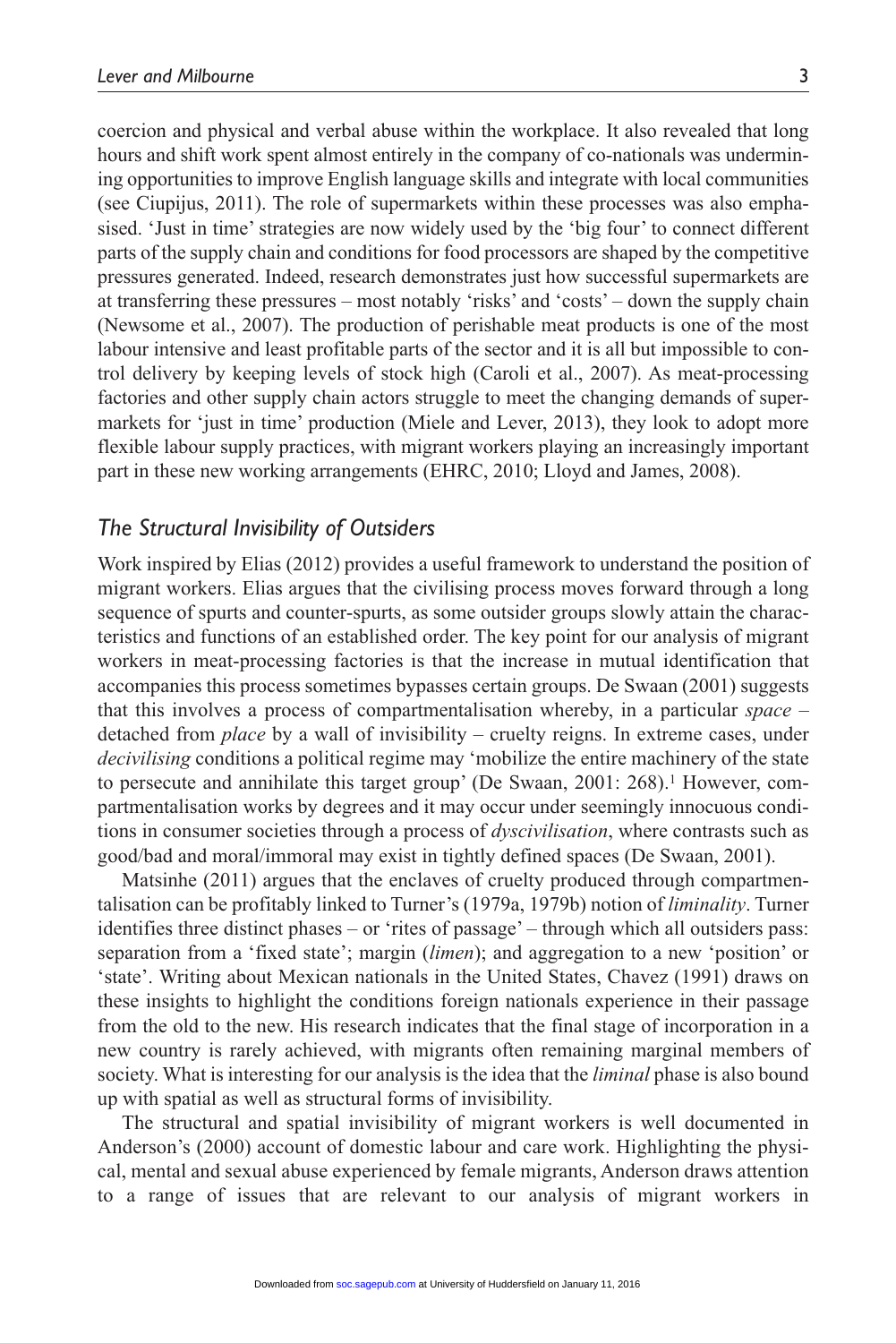coercion and physical and verbal abuse within the workplace. It also revealed that long hours and shift work spent almost entirely in the company of co-nationals was undermining opportunities to improve English language skills and integrate with local communities (see Ciupijus, 2011). The role of supermarkets within these processes was also emphasised. 'Just in time' strategies are now widely used by the 'big four' to connect different parts of the supply chain and conditions for food processors are shaped by the competitive pressures generated. Indeed, research demonstrates just how successful supermarkets are at transferring these pressures – most notably 'risks' and 'costs' – down the supply chain (Newsome et al., 2007). The production of perishable meat products is one of the most labour intensive and least profitable parts of the sector and it is all but impossible to control delivery by keeping levels of stock high (Caroli et al., 2007). As meat-processing factories and other supply chain actors struggle to meet the changing demands of supermarkets for 'just in time' production (Miele and Lever, 2013), they look to adopt more flexible labour supply practices, with migrant workers playing an increasingly important part in these new working arrangements (EHRC, 2010; Lloyd and James, 2008).

## *The Structural Invisibility of Outsiders*

Work inspired by Elias (2012) provides a useful framework to understand the position of migrant workers. Elias argues that the civilising process moves forward through a long sequence of spurts and counter-spurts, as some outsider groups slowly attain the characteristics and functions of an established order. The key point for our analysis of migrant workers in meat-processing factories is that the increase in mutual identification that accompanies this process sometimes bypasses certain groups. De Swaan (2001) suggests that this involves a process of compartmentalisation whereby, in a particular *space* – detached from *place* by a wall of invisibility – cruelty reigns. In extreme cases, under *decivilising* conditions a political regime may 'mobilize the entire machinery of the state to persecute and annihilate this target group' (De Swaan, 2001: 268).[1] However, compartmentalisation works by degrees and it may occur under seemingly innocuous conditions in consumer societies through a process of *dyscivilisation*, where contrasts such as good/bad and moral/immoral may exist in tightly defined spaces (De Swaan, 2001).

Matsinhe (2011) argues that the enclaves of cruelty produced through compartmentalisation can be profitably linked to Turner's (1979a, 1979b) notion of *liminality*. Turner identifies three distinct phases – or 'rites of passage' – through which all outsiders pass: separation from a 'fixed state'; margin (*limen*); and aggregation to a new 'position' or 'state'. Writing about Mexican nationals in the United States, Chavez (1991) draws on these insights to highlight the conditions foreign nationals experience in their passage from the old to the new. His research indicates that the final stage of incorporation in a new country is rarely achieved, with migrants often remaining marginal members of society. What is interesting for our analysis is the idea that the *liminal* phase is also bound up with spatial as well as structural forms of invisibility.

The structural and spatial invisibility of migrant workers is well documented in Anderson's (2000) account of domestic labour and care work. Highlighting the physical, mental and sexual abuse experienced by female migrants, Anderson draws attention to a range of issues that are relevant to our analysis of migrant workers in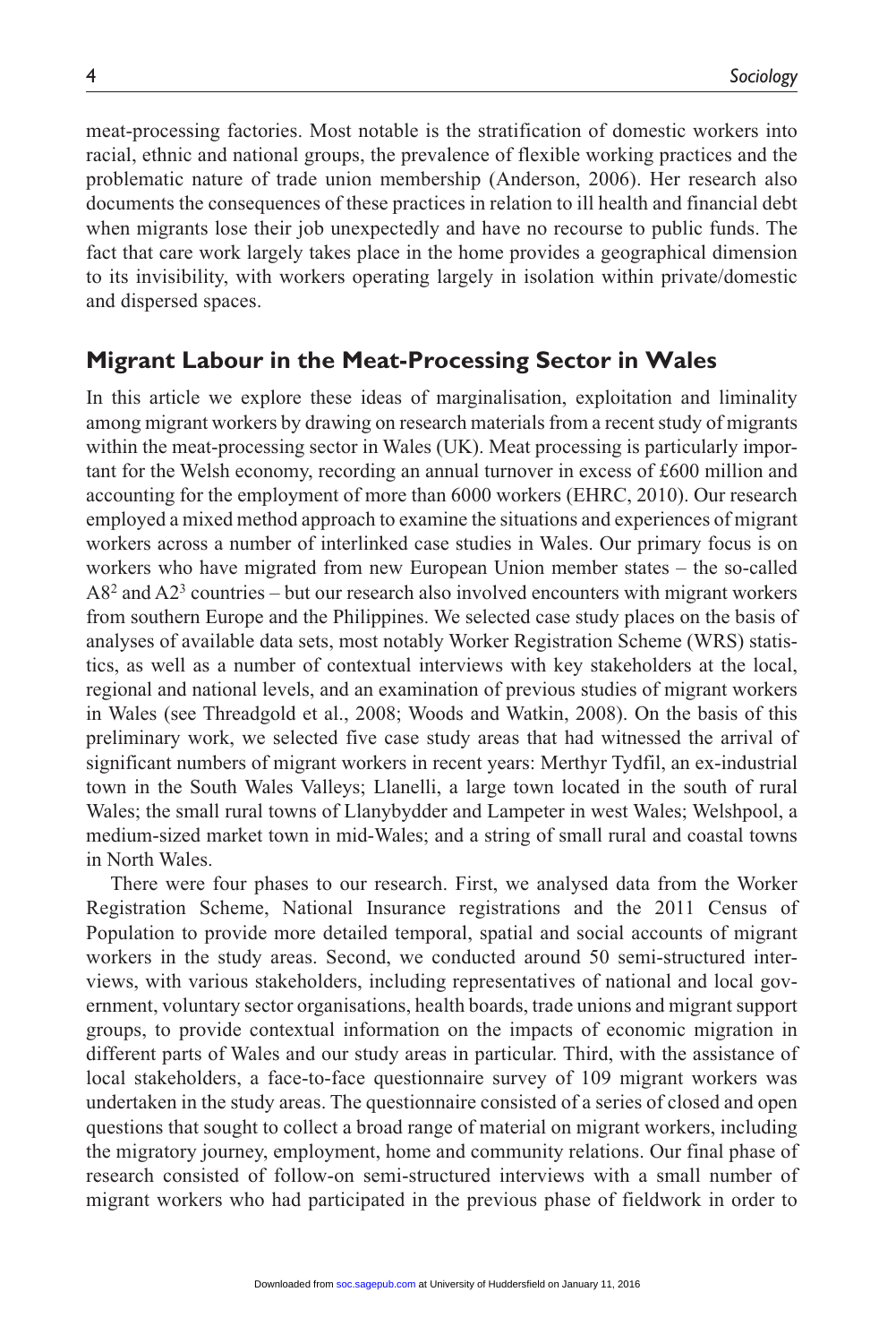meat-processing factories. Most notable is the stratification of domestic workers into racial, ethnic and national groups, the prevalence of flexible working practices and the problematic nature of trade union membership (Anderson, 2006). Her research also documents the consequences of these practices in relation to ill health and financial debt when migrants lose their job unexpectedly and have no recourse to public funds. The fact that care work largely takes place in the home provides a geographical dimension to its invisibility, with workers operating largely in isolation within private/domestic and dispersed spaces.

## Migrant Labour in the Meat-Processing Sector in Wales

In this article we explore these ideas of marginalisation, exploitation and liminality among migrant workers by drawing on research materials from a recent study of migrants within the meat-processing sector in Wales (UK). Meat processing is particularly important for the Welsh economy, recording an annual turnover in excess of £600 million and accounting for the employment of more than 6000 workers (EHRC, 2010). Our research employed a mixed method approach to examine the situations and experiences of migrant workers across a number of interlinked case studies in Wales. Our primary focus is on workers who have migrated from new European Union member states – the so-called A8[2] and A2[3] countries – but our research also involved encounters with migrant workers from southern Europe and the Philippines. We selected case study places on the basis of analyses of available data sets, most notably Worker Registration Scheme (WRS) statistics, as well as a number of contextual interviews with key stakeholders at the local, regional and national levels, and an examination of previous studies of migrant workers in Wales (see Threadgold et al., 2008; Woods and Watkin, 2008). On the basis of this preliminary work, we selected five case study areas that had witnessed the arrival of significant numbers of migrant workers in recent years: Merthyr Tydfil, an ex-industrial town in the South Wales Valleys; Llanelli, a large town located in the south of rural Wales; the small rural towns of Llanybydder and Lampeter in west Wales; Welshpool, a medium-sized market town in mid-Wales; and a string of small rural and coastal towns in North Wales.

There were four phases to our research. First, we analysed data from the Worker Registration Scheme, National Insurance registrations and the 2011 Census of Population to provide more detailed temporal, spatial and social accounts of migrant workers in the study areas. Second, we conducted around 50 semi-structured interviews, with various stakeholders, including representatives of national and local government, voluntary sector organisations, health boards, trade unions and migrant support groups, to provide contextual information on the impacts of economic migration in different parts of Wales and our study areas in particular. Third, with the assistance of local stakeholders, a face-to-face questionnaire survey of 109 migrant workers was undertaken in the study areas. The questionnaire consisted of a series of closed and open questions that sought to collect a broad range of material on migrant workers, including the migratory journey, employment, home and community relations. Our final phase of research consisted of follow-on semi-structured interviews with a small number of migrant workers who had participated in the previous phase of fieldwork in order to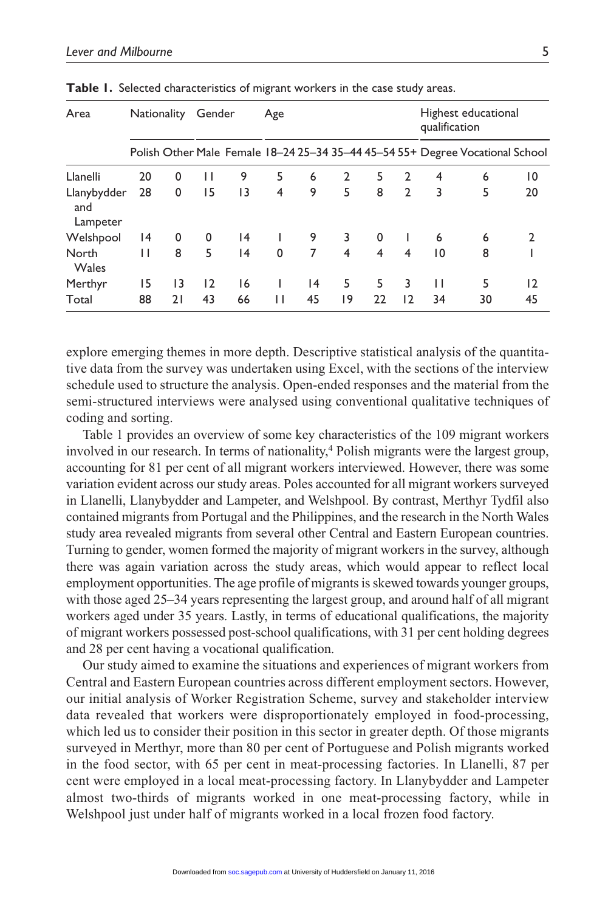**Table 1.** Selected characteristics of migrant workers in the case study areas.

| Area | Nationality | | Gender | | Age | | | | | Highest educational qualification | | |
|---|---|---|---|---|---|---|---|---|---|---|---|---|
| | Polish | Other | Male | Female | 18–24 | 25–34 | 35–44 | 45–54 | 55+ | Degree | Vocational | School |
| Llanelli | 20 | 0 | 11 | 9 | 5 | 6 | 2 | 5 | 2 | 4 | 6 | 10 |
| Llanybydder and Lampeter | 28 | 0 | 15 | 13 | 4 | 9 | 5 | 8 | 2 | 3 | 5 | 20 |
| Welshpool | 14 | 0 | 0 | 14 | 1 | 9 | 3 | 0 | 1 | 6 | 6 | 2 |
| North Wales | 11 | 8 | 5 | 14 | 0 | 7 | 4 | 4 | 4 | 10 | 8 | 1 |
| Merthyr | 15 | 13 | 12 | 16 | 1 | 14 | 5 | 5 | 3 | 11 | 5 | 12 |
| Total | 88 | 21 | 43 | 66 | 11 | 45 | 19 | 22 | 12 | 34 | 30 | 45 |

explore emerging themes in more depth. Descriptive statistical analysis of the quantitative data from the survey was undertaken using Excel, with the sections of the interview schedule used to structure the analysis. Open-ended responses and the material from the semi-structured interviews were analysed using conventional qualitative techniques of coding and sorting.

Table 1 provides an overview of some key characteristics of the 109 migrant workers involved in our research. In terms of nationality,[4] Polish migrants were the largest group, accounting for 81 per cent of all migrant workers interviewed. However, there was some variation evident across our study areas. Poles accounted for all migrant workers surveyed in Llanelli, Llanybydder and Lampeter, and Welshpool. By contrast, Merthyr Tydfil also contained migrants from Portugal and the Philippines, and the research in the North Wales study area revealed migrants from several other Central and Eastern European countries. Turning to gender, women formed the majority of migrant workers in the survey, although there was again variation across the study areas, which would appear to reflect local employment opportunities. The age profile of migrants is skewed towards younger groups, with those aged 25–34 years representing the largest group, and around half of all migrant workers aged under 35 years. Lastly, in terms of educational qualifications, the majority of migrant workers possessed post-school qualifications, with 31 per cent holding degrees and 28 per cent having a vocational qualification.

Our study aimed to examine the situations and experiences of migrant workers from Central and Eastern European countries across different employment sectors. However, our initial analysis of Worker Registration Scheme, survey and stakeholder interview data revealed that workers were disproportionately employed in food-processing, which led us to consider their position in this sector in greater depth. Of those migrants surveyed in Merthyr, more than 80 per cent of Portuguese and Polish migrants worked in the food sector, with 65 per cent in meat-processing factories. In Llanelli, 87 per cent were employed in a local meat-processing factory. In Llanybydder and Lampeter almost two-thirds of migrants worked in one meat-processing factory, while in Welshpool just under half of migrants worked in a local frozen food factory.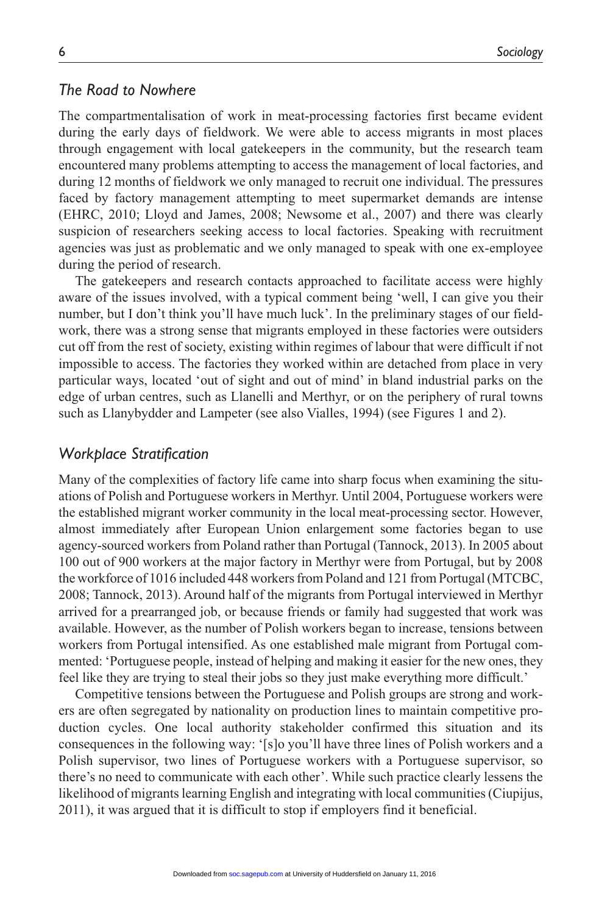### *The Road to Nowhere*

The compartmentalisation of work in meat-processing factories first became evident during the early days of fieldwork. We were able to access migrants in most places through engagement with local gatekeepers in the community, but the research team encountered many problems attempting to access the management of local factories, and during 12 months of fieldwork we only managed to recruit one individual. The pressures faced by factory management attempting to meet supermarket demands are intense (EHRC, 2010; Lloyd and James, 2008; Newsome et al., 2007) and there was clearly suspicion of researchers seeking access to local factories. Speaking with recruitment agencies was just as problematic and we only managed to speak with one ex-employee during the period of research.

The gatekeepers and research contacts approached to facilitate access were highly aware of the issues involved, with a typical comment being 'well, I can give you their number, but I don't think you'll have much luck'. In the preliminary stages of our fieldwork, there was a strong sense that migrants employed in these factories were outsiders cut off from the rest of society, existing within regimes of labour that were difficult if not impossible to access. The factories they worked within are detached from place in very particular ways, located 'out of sight and out of mind' in bland industrial parks on the edge of urban centres, such as Llanelli and Merthyr, or on the periphery of rural towns such as Llanybydder and Lampeter (see also Vialles, 1994) (see Figures 1 and 2).

### *Workplace Stratification*

Many of the complexities of factory life came into sharp focus when examining the situations of Polish and Portuguese workers in Merthyr. Until 2004, Portuguese workers were the established migrant worker community in the local meat-processing sector. However, almost immediately after European Union enlargement some factories began to use agency-sourced workers from Poland rather than Portugal (Tannock, 2013). In 2005 about 100 out of 900 workers at the major factory in Merthyr were from Portugal, but by 2008 the workforce of 1016 included 448 workers from Poland and 121 from Portugal (MTCBC, 2008; Tannock, 2013). Around half of the migrants from Portugal interviewed in Merthyr arrived for a prearranged job, or because friends or family had suggested that work was available. However, as the number of Polish workers began to increase, tensions between workers from Portugal intensified. As one established male migrant from Portugal commented: 'Portuguese people, instead of helping and making it easier for the new ones, they feel like they are trying to steal their jobs so they just make everything more difficult.'

Competitive tensions between the Portuguese and Polish groups are strong and workers are often segregated by nationality on production lines to maintain competitive production cycles. One local authority stakeholder confirmed this situation and its consequences in the following way: '[s]o you'll have three lines of Polish workers and a Polish supervisor, two lines of Portuguese workers with a Portuguese supervisor, so there's no need to communicate with each other'. While such practice clearly lessens the likelihood of migrants learning English and integrating with local communities (Ciupijus, 2011), it was argued that it is difficult to stop if employers find it beneficial.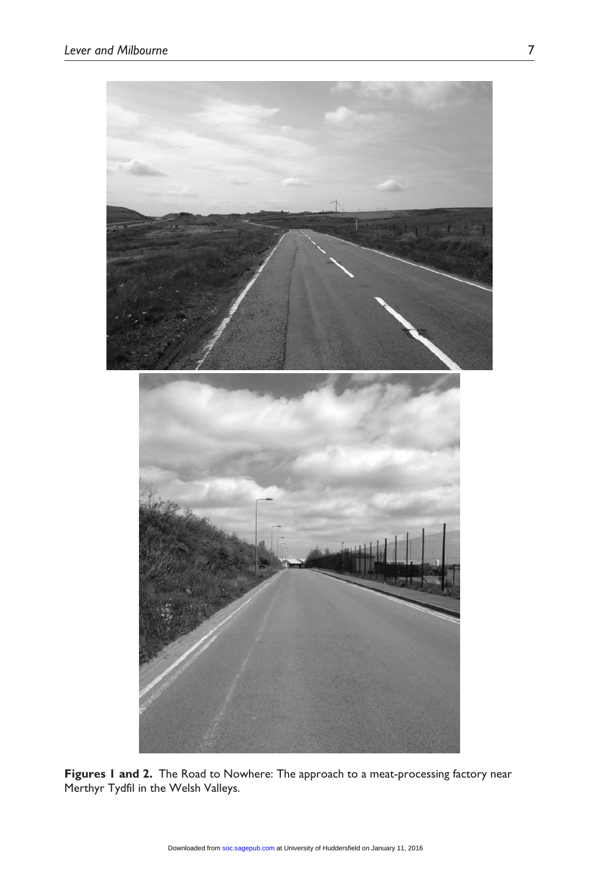**Figures 1 and 2.** The Road to Nowhere: The approach to a meat-processing factory near Merthyr Tydfil in the Welsh Valleys.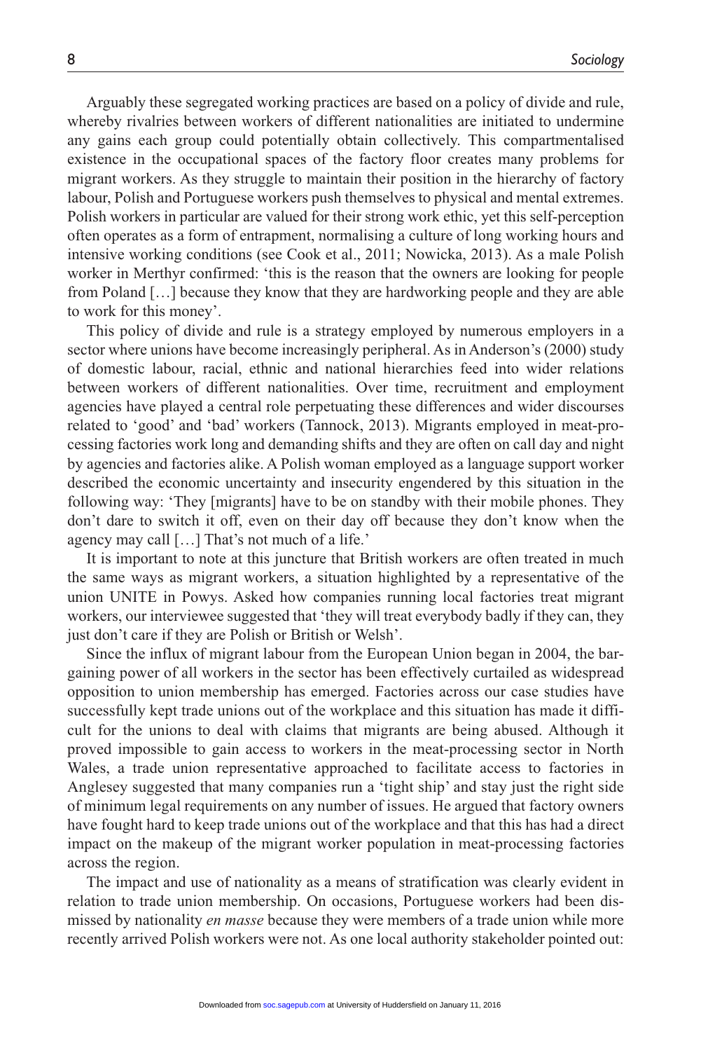Arguably these segregated working practices are based on a policy of divide and rule, whereby rivalries between workers of different nationalities are initiated to undermine any gains each group could potentially obtain collectively. This compartmentalised existence in the occupational spaces of the factory floor creates many problems for migrant workers. As they struggle to maintain their position in the hierarchy of factory labour, Polish and Portuguese workers push themselves to physical and mental extremes. Polish workers in particular are valued for their strong work ethic, yet this self-perception often operates as a form of entrapment, normalising a culture of long working hours and intensive working conditions (see Cook et al., 2011; Nowicka, 2013). As a male Polish worker in Merthyr confirmed: 'this is the reason that the owners are looking for people from Poland […] because they know that they are hardworking people and they are able to work for this money'.

This policy of divide and rule is a strategy employed by numerous employers in a sector where unions have become increasingly peripheral. As in Anderson's (2000) study of domestic labour, racial, ethnic and national hierarchies feed into wider relations between workers of different nationalities. Over time, recruitment and employment agencies have played a central role perpetuating these differences and wider discourses related to 'good' and 'bad' workers (Tannock, 2013). Migrants employed in meat-processing factories work long and demanding shifts and they are often on call day and night by agencies and factories alike. A Polish woman employed as a language support worker described the economic uncertainty and insecurity engendered by this situation in the following way: 'They [migrants] have to be on standby with their mobile phones. They don't dare to switch it off, even on their day off because they don't know when the agency may call […] That's not much of a life.'

It is important to note at this juncture that British workers are often treated in much the same ways as migrant workers, a situation highlighted by a representative of the union UNITE in Powys. Asked how companies running local factories treat migrant workers, our interviewee suggested that 'they will treat everybody badly if they can, they just don't care if they are Polish or British or Welsh'.

Since the influx of migrant labour from the European Union began in 2004, the bargaining power of all workers in the sector has been effectively curtailed as widespread opposition to union membership has emerged. Factories across our case studies have successfully kept trade unions out of the workplace and this situation has made it difficult for the unions to deal with claims that migrants are being abused. Although it proved impossible to gain access to workers in the meat-processing sector in North Wales, a trade union representative approached to facilitate access to factories in Anglesey suggested that many companies run a 'tight ship' and stay just the right side of minimum legal requirements on any number of issues. He argued that factory owners have fought hard to keep trade unions out of the workplace and that this has had a direct impact on the makeup of the migrant worker population in meat-processing factories across the region.

The impact and use of nationality as a means of stratification was clearly evident in relation to trade union membership. On occasions, Portuguese workers had been dismissed by nationality *en masse* because they were members of a trade union while more recently arrived Polish workers were not. As one local authority stakeholder pointed out: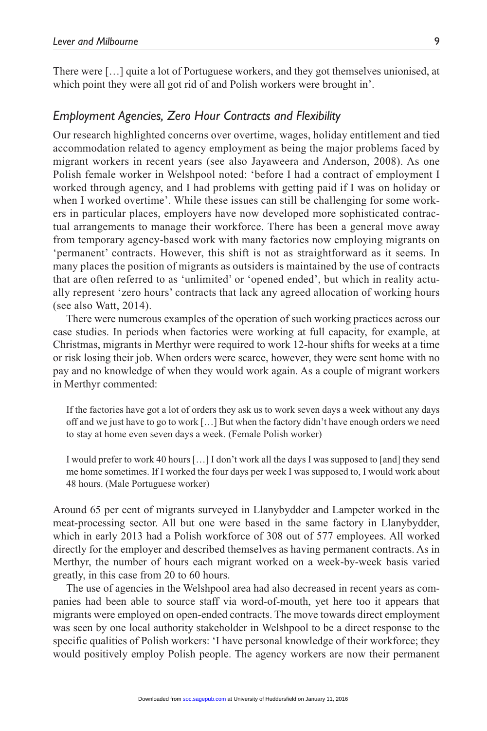There were […] quite a lot of Portuguese workers, and they got themselves unionised, at which point they were all got rid of and Polish workers were brought in'.

### *Employment Agencies, Zero Hour Contracts and Flexibility*

Our research highlighted concerns over overtime, wages, holiday entitlement and tied accommodation related to agency employment as being the major problems faced by migrant workers in recent years (see also Jayaweera and Anderson, 2008). As one Polish female worker in Welshpool noted: 'before I had a contract of employment I worked through agency, and I had problems with getting paid if I was on holiday or when I worked overtime'. While these issues can still be challenging for some workers in particular places, employers have now developed more sophisticated contractual arrangements to manage their workforce. There has been a general move away from temporary agency-based work with many factories now employing migrants on 'permanent' contracts. However, this shift is not as straightforward as it seems. In many places the position of migrants as outsiders is maintained by the use of contracts that are often referred to as 'unlimited' or 'opened ended', but which in reality actually represent 'zero hours' contracts that lack any agreed allocation of working hours (see also Watt, 2014).

There were numerous examples of the operation of such working practices across our case studies. In periods when factories were working at full capacity, for example, at Christmas, migrants in Merthyr were required to work 12-hour shifts for weeks at a time or risk losing their job. When orders were scarce, however, they were sent home with no pay and no knowledge of when they would work again. As a couple of migrant workers in Merthyr commented:

> If the factories have got a lot of orders they ask us to work seven days a week without any days off and we just have to go to work […] But when the factory didn't have enough orders we need to stay at home even seven days a week. (Female Polish worker)

> I would prefer to work 40 hours […] I don't work all the days I was supposed to [and] they send me home sometimes. If I worked the four days per week I was supposed to, I would work about 48 hours. (Male Portuguese worker)

Around 65 per cent of migrants surveyed in Llanybydder and Lampeter worked in the meat-processing sector. All but one were based in the same factory in Llanybydder, which in early 2013 had a Polish workforce of 308 out of 577 employees. All worked directly for the employer and described themselves as having permanent contracts. As in Merthyr, the number of hours each migrant worked on a week-by-week basis varied greatly, in this case from 20 to 60 hours.

The use of agencies in the Welshpool area had also decreased in recent years as companies had been able to source staff via word-of-mouth, yet here too it appears that migrants were employed on open-ended contracts. The move towards direct employment was seen by one local authority stakeholder in Welshpool to be a direct response to the specific qualities of Polish workers: 'I have personal knowledge of their workforce; they would positively employ Polish people. The agency workers are now their permanent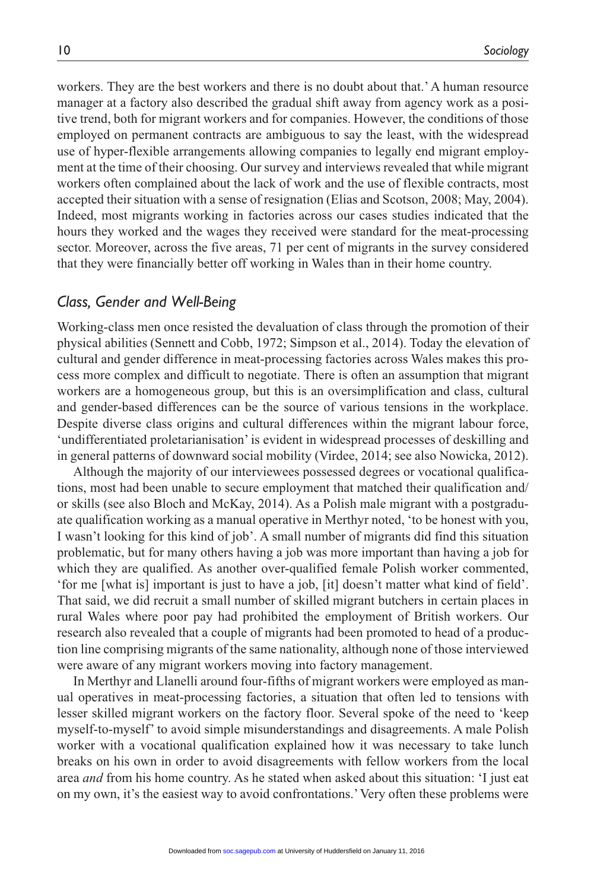workers. They are the best workers and there is no doubt about that.' A human resource manager at a factory also described the gradual shift away from agency work as a positive trend, both for migrant workers and for companies. However, the conditions of those employed on permanent contracts are ambiguous to say the least, with the widespread use of hyper-flexible arrangements allowing companies to legally end migrant employment at the time of their choosing. Our survey and interviews revealed that while migrant workers often complained about the lack of work and the use of flexible contracts, most accepted their situation with a sense of resignation (Elias and Scotson, 2008; May, 2004). Indeed, most migrants working in factories across our cases studies indicated that the hours they worked and the wages they received were standard for the meat-processing sector. Moreover, across the five areas, 71 per cent of migrants in the survey considered that they were financially better off working in Wales than in their home country.

## *Class, Gender and Well-Being*

Working-class men once resisted the devaluation of class through the promotion of their physical abilities (Sennett and Cobb, 1972; Simpson et al., 2014). Today the elevation of cultural and gender difference in meat-processing factories across Wales makes this process more complex and difficult to negotiate. There is often an assumption that migrant workers are a homogeneous group, but this is an oversimplification and class, cultural and gender-based differences can be the source of various tensions in the workplace. Despite diverse class origins and cultural differences within the migrant labour force, 'undifferentiated proletarianisation' is evident in widespread processes of deskilling and in general patterns of downward social mobility (Virdee, 2014; see also Nowicka, 2012).

Although the majority of our interviewees possessed degrees or vocational qualifications, most had been unable to secure employment that matched their qualification and/or skills (see also Bloch and McKay, 2014). As a Polish male migrant with a postgraduate qualification working as a manual operative in Merthyr noted, 'to be honest with you, I wasn't looking for this kind of job'. A small number of migrants did find this situation problematic, but for many others having a job was more important than having a job for which they are qualified. As another over-qualified female Polish worker commented, 'for me [what is] important is just to have a job, [it] doesn't matter what kind of field'. That said, we did recruit a small number of skilled migrant butchers in certain places in rural Wales where poor pay had prohibited the employment of British workers. Our research also revealed that a couple of migrants had been promoted to head of a production line comprising migrants of the same nationality, although none of those interviewed were aware of any migrant workers moving into factory management.

In Merthyr and Llanelli around four-fifths of migrant workers were employed as manual operatives in meat-processing factories, a situation that often led to tensions with lesser skilled migrant workers on the factory floor. Several spoke of the need to 'keep myself-to-myself' to avoid simple misunderstandings and disagreements. A male Polish worker with a vocational qualification explained how it was necessary to take lunch breaks on his own in order to avoid disagreements with fellow workers from the local area *and* from his home country. As he stated when asked about this situation: 'I just eat on my own, it's the easiest way to avoid confrontations.' Very often these problems were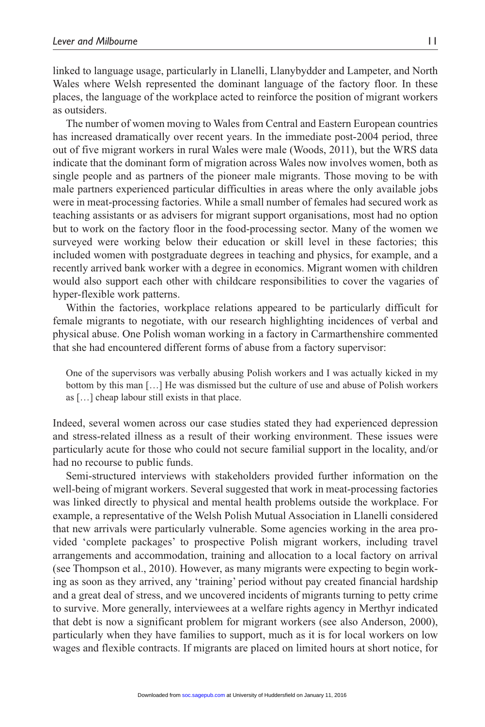linked to language usage, particularly in Llanelli, Llanybydder and Lampeter, and North Wales where Welsh represented the dominant language of the factory floor. In these places, the language of the workplace acted to reinforce the position of migrant workers as outsiders.

The number of women moving to Wales from Central and Eastern European countries has increased dramatically over recent years. In the immediate post-2004 period, three out of five migrant workers in rural Wales were male (Woods, 2011), but the WRS data indicate that the dominant form of migration across Wales now involves women, both as single people and as partners of the pioneer male migrants. Those moving to be with male partners experienced particular difficulties in areas where the only available jobs were in meat-processing factories. While a small number of females had secured work as teaching assistants or as advisers for migrant support organisations, most had no option but to work on the factory floor in the food-processing sector. Many of the women we surveyed were working below their education or skill level in these factories; this included women with postgraduate degrees in teaching and physics, for example, and a recently arrived bank worker with a degree in economics. Migrant women with children would also support each other with childcare responsibilities to cover the vagaries of hyper-flexible work patterns.

Within the factories, workplace relations appeared to be particularly difficult for female migrants to negotiate, with our research highlighting incidences of verbal and physical abuse. One Polish woman working in a factory in Carmarthenshire commented that she had encountered different forms of abuse from a factory supervisor:

> One of the supervisors was verbally abusing Polish workers and I was actually kicked in my bottom by this man […] He was dismissed but the culture of use and abuse of Polish workers as […] cheap labour still exists in that place.

Indeed, several women across our case studies stated they had experienced depression and stress-related illness as a result of their working environment. These issues were particularly acute for those who could not secure familial support in the locality, and/or had no recourse to public funds.

Semi-structured interviews with stakeholders provided further information on the well-being of migrant workers. Several suggested that work in meat-processing factories was linked directly to physical and mental health problems outside the workplace. For example, a representative of the Welsh Polish Mutual Association in Llanelli considered that new arrivals were particularly vulnerable. Some agencies working in the area provided 'complete packages' to prospective Polish migrant workers, including travel arrangements and accommodation, training and allocation to a local factory on arrival (see Thompson et al., 2010). However, as many migrants were expecting to begin working as soon as they arrived, any 'training' period without pay created financial hardship and a great deal of stress, and we uncovered incidents of migrants turning to petty crime to survive. More generally, interviewees at a welfare rights agency in Merthyr indicated that debt is now a significant problem for migrant workers (see also Anderson, 2000), particularly when they have families to support, much as it is for local workers on low wages and flexible contracts. If migrants are placed on limited hours at short notice, for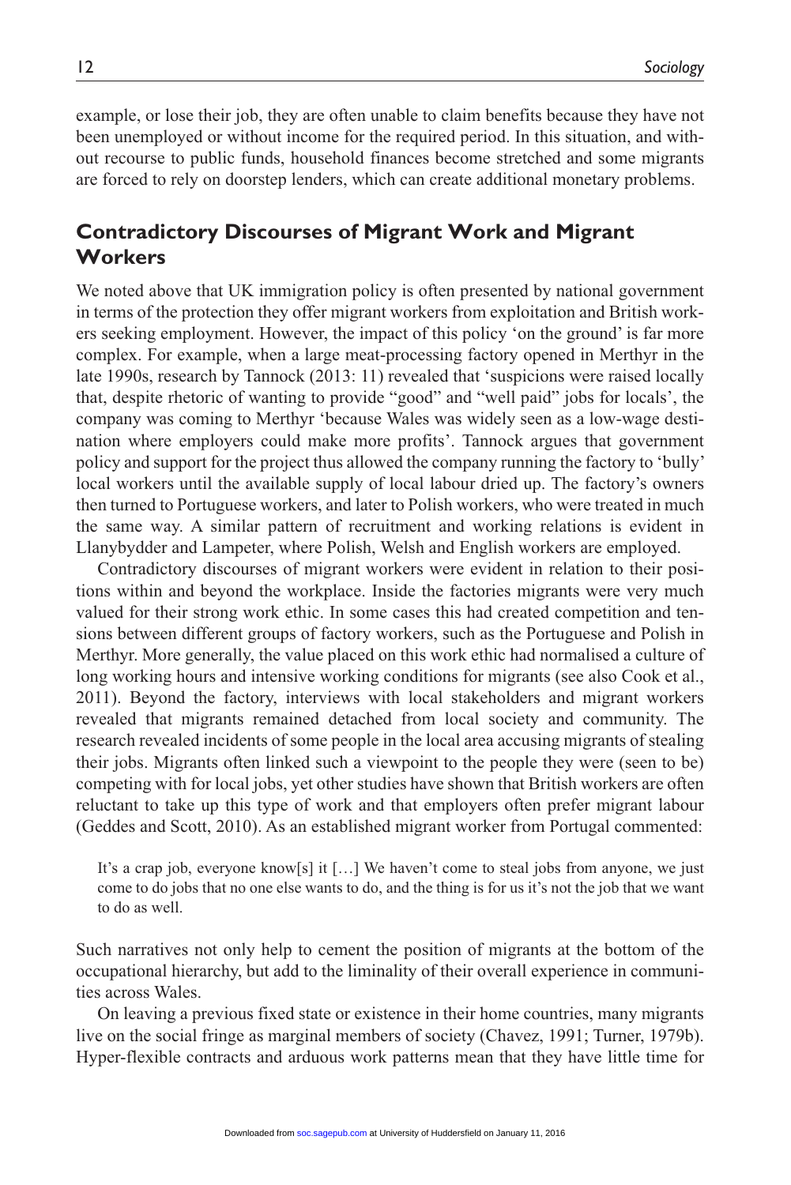example, or lose their job, they are often unable to claim benefits because they have not been unemployed or without income for the required period. In this situation, and without recourse to public funds, household finances become stretched and some migrants are forced to rely on doorstep lenders, which can create additional monetary problems.

## Contradictory Discourses of Migrant Work and Migrant Workers

We noted above that UK immigration policy is often presented by national government in terms of the protection they offer migrant workers from exploitation and British workers seeking employment. However, the impact of this policy 'on the ground' is far more complex. For example, when a large meat-processing factory opened in Merthyr in the late 1990s, research by Tannock (2013: 11) revealed that 'suspicions were raised locally that, despite rhetoric of wanting to provide "good" and "well paid" jobs for locals', the company was coming to Merthyr 'because Wales was widely seen as a low-wage destination where employers could make more profits'. Tannock argues that government policy and support for the project thus allowed the company running the factory to 'bully' local workers until the available supply of local labour dried up. The factory's owners then turned to Portuguese workers, and later to Polish workers, who were treated in much the same way. A similar pattern of recruitment and working relations is evident in Llanybydder and Lampeter, where Polish, Welsh and English workers are employed.

Contradictory discourses of migrant workers were evident in relation to their positions within and beyond the workplace. Inside the factories migrants were very much valued for their strong work ethic. In some cases this had created competition and tensions between different groups of factory workers, such as the Portuguese and Polish in Merthyr. More generally, the value placed on this work ethic had normalised a culture of long working hours and intensive working conditions for migrants (see also Cook et al., 2011). Beyond the factory, interviews with local stakeholders and migrant workers revealed that migrants remained detached from local society and community. The research revealed incidents of some people in the local area accusing migrants of stealing their jobs. Migrants often linked such a viewpoint to the people they were (seen to be) competing with for local jobs, yet other studies have shown that British workers are often reluctant to take up this type of work and that employers often prefer migrant labour (Geddes and Scott, 2010). As an established migrant worker from Portugal commented:

> It's a crap job, everyone know[s] it […] We haven't come to steal jobs from anyone, we just come to do jobs that no one else wants to do, and the thing is for us it's not the job that we want to do as well.

Such narratives not only help to cement the position of migrants at the bottom of the occupational hierarchy, but add to the liminality of their overall experience in communities across Wales.

On leaving a previous fixed state or existence in their home countries, many migrants live on the social fringe as marginal members of society (Chavez, 1991; Turner, 1979b). Hyper-flexible contracts and arduous work patterns mean that they have little time for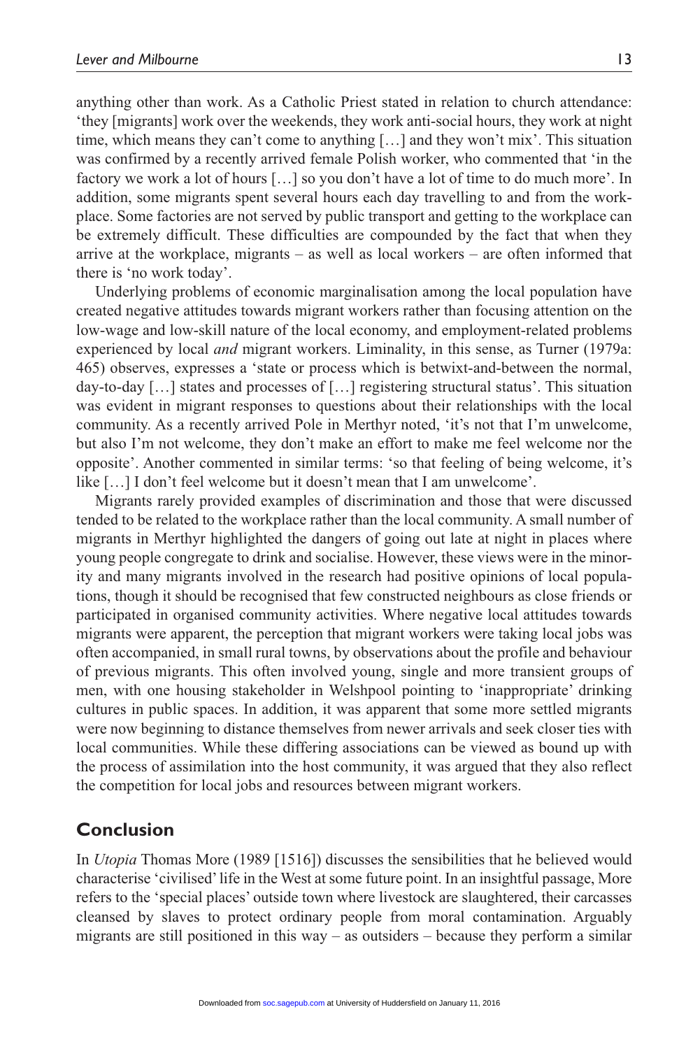anything other than work. As a Catholic Priest stated in relation to church attendance: 'they [migrants] work over the weekends, they work anti-social hours, they work at night time, which means they can't come to anything […] and they won't mix'. This situation was confirmed by a recently arrived female Polish worker, who commented that 'in the factory we work a lot of hours […] so you don't have a lot of time to do much more'. In addition, some migrants spent several hours each day travelling to and from the workplace. Some factories are not served by public transport and getting to the workplace can be extremely difficult. These difficulties are compounded by the fact that when they arrive at the workplace, migrants – as well as local workers – are often informed that there is 'no work today'.

Underlying problems of economic marginalisation among the local population have created negative attitudes towards migrant workers rather than focusing attention on the low-wage and low-skill nature of the local economy, and employment-related problems experienced by local *and* migrant workers. Liminality, in this sense, as Turner (1979a: 465) observes, expresses a 'state or process which is betwixt-and-between the normal, day-to-day […] states and processes of […] registering structural status'. This situation was evident in migrant responses to questions about their relationships with the local community. As a recently arrived Pole in Merthyr noted, 'it's not that I'm unwelcome, but also I'm not welcome, they don't make an effort to make me feel welcome nor the opposite'. Another commented in similar terms: 'so that feeling of being welcome, it's like […] I don't feel welcome but it doesn't mean that I am unwelcome'.

Migrants rarely provided examples of discrimination and those that were discussed tended to be related to the workplace rather than the local community. A small number of migrants in Merthyr highlighted the dangers of going out late at night in places where young people congregate to drink and socialise. However, these views were in the minority and many migrants involved in the research had positive opinions of local populations, though it should be recognised that few constructed neighbours as close friends or participated in organised community activities. Where negative local attitudes towards migrants were apparent, the perception that migrant workers were taking local jobs was often accompanied, in small rural towns, by observations about the profile and behaviour of previous migrants. This often involved young, single and more transient groups of men, with one housing stakeholder in Welshpool pointing to 'inappropriate' drinking cultures in public spaces. In addition, it was apparent that some more settled migrants were now beginning to distance themselves from newer arrivals and seek closer ties with local communities. While these differing associations can be viewed as bound up with the process of assimilation into the host community, it was argued that they also reflect the competition for local jobs and resources between migrant workers.

## Conclusion

In *Utopia* Thomas More (1989 [1516]) discusses the sensibilities that he believed would characterise 'civilised' life in the West at some future point. In an insightful passage, More refers to the 'special places' outside town where livestock are slaughtered, their carcasses cleansed by slaves to protect ordinary people from moral contamination. Arguably migrants are still positioned in this way – as outsiders – because they perform a similar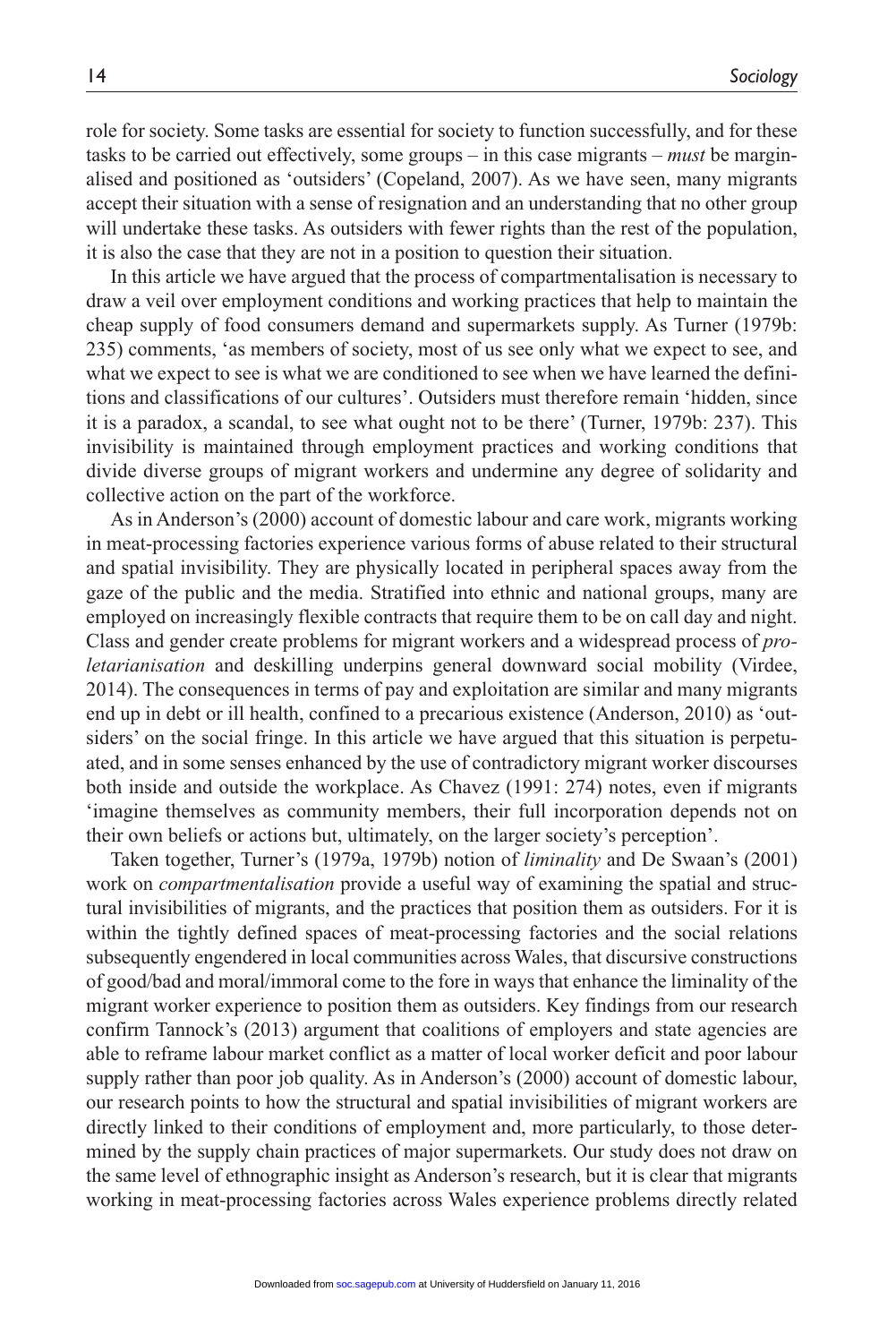role for society. Some tasks are essential for society to function successfully, and for these tasks to be carried out effectively, some groups – in this case migrants – *must* be marginalised and positioned as 'outsiders' (Copeland, 2007). As we have seen, many migrants accept their situation with a sense of resignation and an understanding that no other group will undertake these tasks. As outsiders with fewer rights than the rest of the population, it is also the case that they are not in a position to question their situation.

In this article we have argued that the process of compartmentalisation is necessary to draw a veil over employment conditions and working practices that help to maintain the cheap supply of food consumers demand and supermarkets supply. As Turner (1979b: 235) comments, 'as members of society, most of us see only what we expect to see, and what we expect to see is what we are conditioned to see when we have learned the definitions and classifications of our cultures'. Outsiders must therefore remain 'hidden, since it is a paradox, a scandal, to see what ought not to be there' (Turner, 1979b: 237). This invisibility is maintained through employment practices and working conditions that divide diverse groups of migrant workers and undermine any degree of solidarity and collective action on the part of the workforce.

As in Anderson's (2000) account of domestic labour and care work, migrants working in meat-processing factories experience various forms of abuse related to their structural and spatial invisibility. They are physically located in peripheral spaces away from the gaze of the public and the media. Stratified into ethnic and national groups, many are employed on increasingly flexible contracts that require them to be on call day and night. Class and gender create problems for migrant workers and a widespread process of *proletarianisation* and deskilling underpins general downward social mobility (Virdee, 2014). The consequences in terms of pay and exploitation are similar and many migrants end up in debt or ill health, confined to a precarious existence (Anderson, 2010) as 'outsiders' on the social fringe. In this article we have argued that this situation is perpetuated, and in some senses enhanced by the use of contradictory migrant worker discourses both inside and outside the workplace. As Chavez (1991: 274) notes, even if migrants 'imagine themselves as community members, their full incorporation depends not on their own beliefs or actions but, ultimately, on the larger society's perception'.

Taken together, Turner's (1979a, 1979b) notion of *liminality* and De Swaan's (2001) work on *compartmentalisation* provide a useful way of examining the spatial and structural invisibilities of migrants, and the practices that position them as outsiders. For it is within the tightly defined spaces of meat-processing factories and the social relations subsequently engendered in local communities across Wales, that discursive constructions of good/bad and moral/immoral come to the fore in ways that enhance the liminality of the migrant worker experience to position them as outsiders. Key findings from our research confirm Tannock's (2013) argument that coalitions of employers and state agencies are able to reframe labour market conflict as a matter of local worker deficit and poor labour supply rather than poor job quality. As in Anderson's (2000) account of domestic labour, our research points to how the structural and spatial invisibilities of migrant workers are directly linked to their conditions of employment and, more particularly, to those determined by the supply chain practices of major supermarkets. Our study does not draw on the same level of ethnographic insight as Anderson's research, but it is clear that migrants working in meat-processing factories across Wales experience problems directly related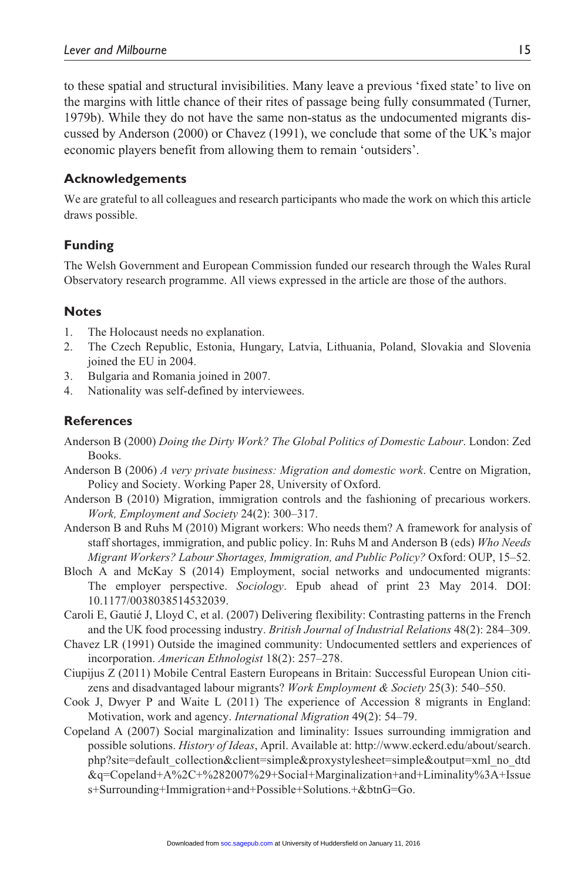to these spatial and structural invisibilities. Many leave a previous 'fixed state' to live on the margins with little chance of their rites of passage being fully consummated (Turner, 1979b). While they do not have the same non-status as the undocumented migrants discussed by Anderson (2000) or Chavez (1991), we conclude that some of the UK's major economic players benefit from allowing them to remain 'outsiders'.

## Acknowledgements

We are grateful to all colleagues and research participants who made the work on which this article draws possible.

## Funding

The Welsh Government and European Commission funded our research through the Wales Rural Observatory research programme. All views expressed in the article are those of the authors.

## Notes

1. The Holocaust needs no explanation.
2. The Czech Republic, Estonia, Hungary, Latvia, Lithuania, Poland, Slovakia and Slovenia joined the EU in 2004.
3. Bulgaria and Romania joined in 2007.
4. Nationality was self-defined by interviewees.

## References

Anderson B (2000) *Doing the Dirty Work? The Global Politics of Domestic Labour*. London: Zed Books.

Anderson B (2006) *A very private business: Migration and domestic work*. Centre on Migration, Policy and Society. Working Paper 28, University of Oxford.

Anderson B (2010) Migration, immigration controls and the fashioning of precarious workers. *Work, Employment and Society* 24(2): 300–317.

Anderson B and Ruhs M (2010) Migrant workers: Who needs them? A framework for analysis of staff shortages, immigration, and public policy. In: Ruhs M and Anderson B (eds) *Who Needs Migrant Workers? Labour Shortages, Immigration, and Public Policy?* Oxford: OUP, 15–52.

Bloch A and McKay S (2014) Employment, social networks and undocumented migrants: The employer perspective. *Sociology*. Epub ahead of print 23 May 2014. DOI: 10.1177/0038038514532039.

Caroli E, Gautié J, Lloyd C, et al. (2007) Delivering flexibility: Contrasting patterns in the French and the UK food processing industry. *British Journal of Industrial Relations* 48(2): 284–309.

Chavez LR (1991) Outside the imagined community: Undocumented settlers and experiences of incorporation. *American Ethnologist* 18(2): 257–278.

Ciupijus Z (2011) Mobile Central Eastern Europeans in Britain: Successful European Union citizens and disadvantaged labour migrants? *Work Employment & Society* 25(3): 540–550.

Cook J, Dwyer P and Waite L (2011) The experience of Accession 8 migrants in England: Motivation, work and agency. *International Migration* 49(2): 54–79.

Copeland A (2007) Social marginalization and liminality: Issues surrounding immigration and possible solutions. *History of Ideas*, April. Available at: http://www.eckerd.edu/about/search.php?site=default_collection&client=simple&proxystylesheet=simple&output=xml_no_dtd&q=Copeland+A%2C+%282007%29+Social+Marginalization+and+Liminality%3A+Issues+Surrounding+Immigration+and+Possible+Solutions.+&btnG=Go.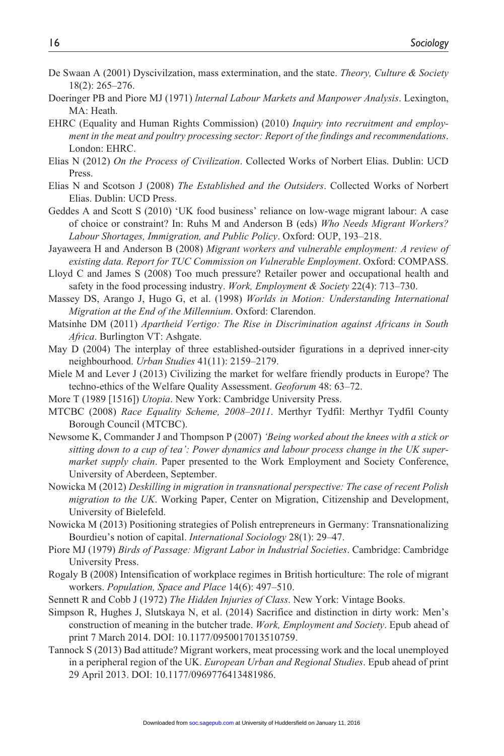De Swaan A (2001) Dyscivilzation, mass extermination, and the state. *Theory, Culture & Society* 18(2): 265–276.

Doeringer PB and Piore MJ (1971) *Internal Labour Markets and Manpower Analysis*. Lexington, MA: Heath.

EHRC (Equality and Human Rights Commission) (2010) *Inquiry into recruitment and employment in the meat and poultry processing sector: Report of the findings and recommendations*. London: EHRC.

Elias N (2012) *On the Process of Civilization*. Collected Works of Norbert Elias. Dublin: UCD Press.

Elias N and Scotson J (2008) *The Established and the Outsiders*. Collected Works of Norbert Elias. Dublin: UCD Press.

Geddes A and Scott S (2010) 'UK food business' reliance on low-wage migrant labour: A case of choice or constraint? In: Ruhs M and Anderson B (eds) *Who Needs Migrant Workers? Labour Shortages, Immigration, and Public Policy*. Oxford: OUP, 193–218.

Jayaweera H and Anderson B (2008) *Migrant workers and vulnerable employment: A review of existing data. Report for TUC Commission on Vulnerable Employment*. Oxford: COMPASS.

Lloyd C and James S (2008) Too much pressure? Retailer power and occupational health and safety in the food processing industry. *Work, Employment & Society* 22(4): 713–730.

Massey DS, Arango J, Hugo G, et al. (1998) *Worlds in Motion: Understanding International Migration at the End of the Millennium*. Oxford: Clarendon.

Matsinhe DM (2011) *Apartheid Vertigo: The Rise in Discrimination against Africans in South Africa*. Burlington VT: Ashgate.

May D (2004) The interplay of three established-outsider figurations in a deprived inner-city neighbourhood. *Urban Studies* 41(11): 2159–2179.

Miele M and Lever J (2013) Civilizing the market for welfare friendly products in Europe? The techno-ethics of the Welfare Quality Assessment. *Geoforum* 48: 63–72.

More T (1989 [1516]) *Utopia*. New York: Cambridge University Press.

MTCBC (2008) *Race Equality Scheme, 2008–2011*. Merthyr Tydfil: Merthyr Tydfil County Borough Council (MTCBC).

Newsome K, Commander J and Thompson P (2007) *'Being worked about the knees with a stick or sitting down to a cup of tea': Power dynamics and labour process change in the UK supermarket supply chain*. Paper presented to the Work Employment and Society Conference, University of Aberdeen, September.

Nowicka M (2012) *Deskilling in migration in transnational perspective: The case of recent Polish migration to the UK*. Working Paper, Center on Migration, Citizenship and Development, University of Bielefeld.

Nowicka M (2013) Positioning strategies of Polish entrepreneurs in Germany: Transnationalizing Bourdieu's notion of capital. *International Sociology* 28(1): 29–47.

Piore MJ (1979) *Birds of Passage: Migrant Labor in Industrial Societies*. Cambridge: Cambridge University Press.

Rogaly B (2008) Intensification of workplace regimes in British horticulture: The role of migrant workers. *Population, Space and Place* 14(6): 497–510.

Sennett R and Cobb J (1972) *The Hidden Injuries of Class*. New York: Vintage Books.

Simpson R, Hughes J, Slutskaya N, et al. (2014) Sacrifice and distinction in dirty work: Men's construction of meaning in the butcher trade. *Work, Employment and Society*. Epub ahead of print 7 March 2014. DOI: 10.1177/0950017013510759.

Tannock S (2013) Bad attitude? Migrant workers, meat processing work and the local unemployed in a peripheral region of the UK. *European Urban and Regional Studies*. Epub ahead of print 29 April 2013. DOI: 10.1177/0969776413481986.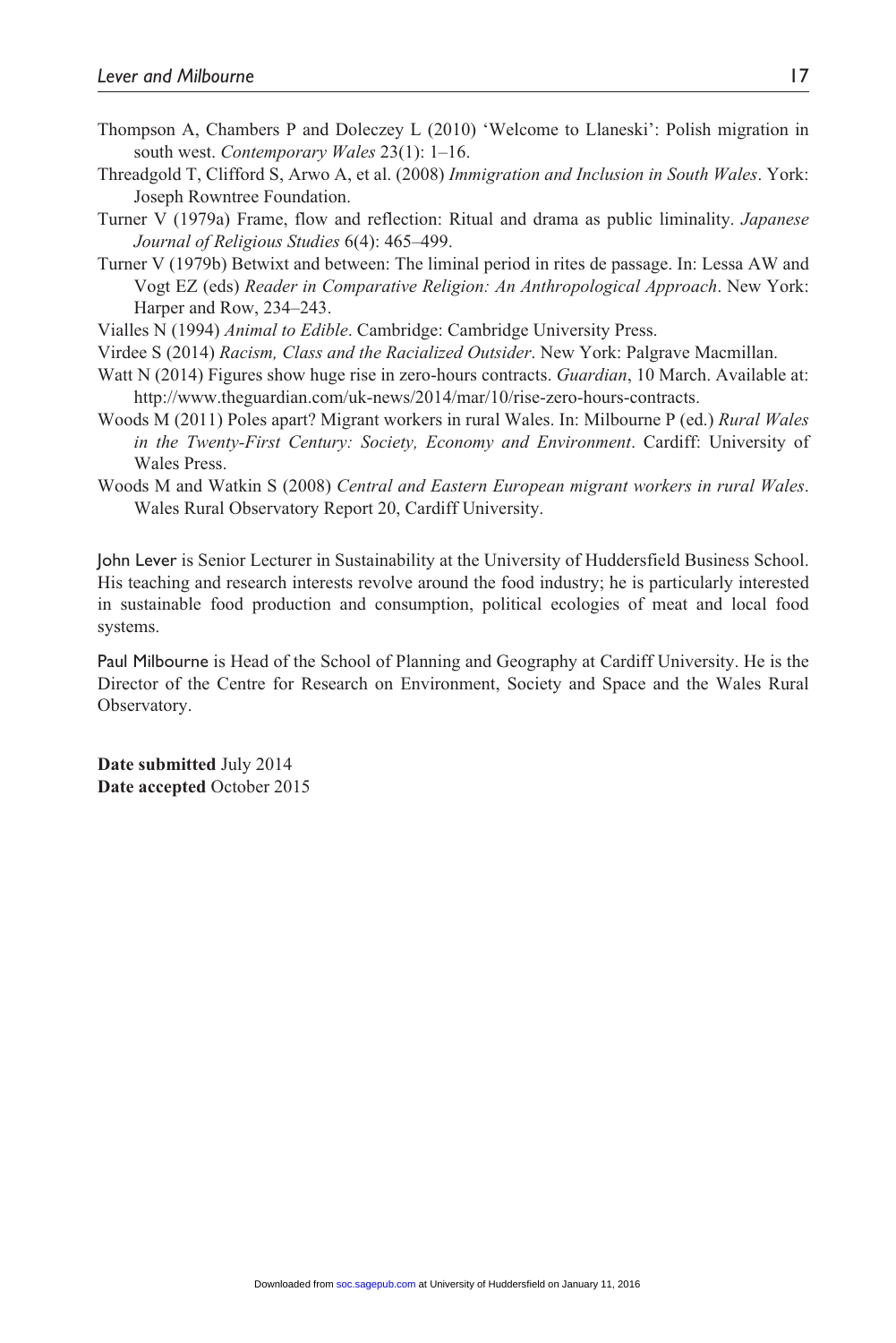Thompson A, Chambers P and Doleczey L (2010) 'Welcome to Llaneski': Polish migration in south west. *Contemporary Wales* 23(1): 1–16.

Threadgold T, Clifford S, Arwo A, et al. (2008) *Immigration and Inclusion in South Wales*. York: Joseph Rowntree Foundation.

Turner V (1979a) Frame, flow and reflection: Ritual and drama as public liminality. *Japanese Journal of Religious Studies* 6(4): 465–499.

Turner V (1979b) Betwixt and between: The liminal period in rites de passage. In: Lessa AW and Vogt EZ (eds) *Reader in Comparative Religion: An Anthropological Approach*. New York: Harper and Row, 234–243.

Vialles N (1994) *Animal to Edible*. Cambridge: Cambridge University Press.

Virdee S (2014) *Racism, Class and the Racialized Outsider*. New York: Palgrave Macmillan.

Watt N (2014) Figures show huge rise in zero-hours contracts. *Guardian*, 10 March. Available at: http://www.theguardian.com/uk-news/2014/mar/10/rise-zero-hours-contracts.

Woods M (2011) Poles apart? Migrant workers in rural Wales. In: Milbourne P (ed.) *Rural Wales in the Twenty-First Century: Society, Economy and Environment*. Cardiff: University of Wales Press.

Woods M and Watkin S (2008) *Central and Eastern European migrant workers in rural Wales*. Wales Rural Observatory Report 20, Cardiff University.

John Lever is Senior Lecturer in Sustainability at the University of Huddersfield Business School. His teaching and research interests revolve around the food industry; he is particularly interested in sustainable food production and consumption, political ecologies of meat and local food systems.

Paul Milbourne is Head of the School of Planning and Geography at Cardiff University. He is the Director of the Centre for Research on Environment, Society and Space and the Wales Rural Observatory.

**Date submitted** July 2014
**Date accepted** October 2015